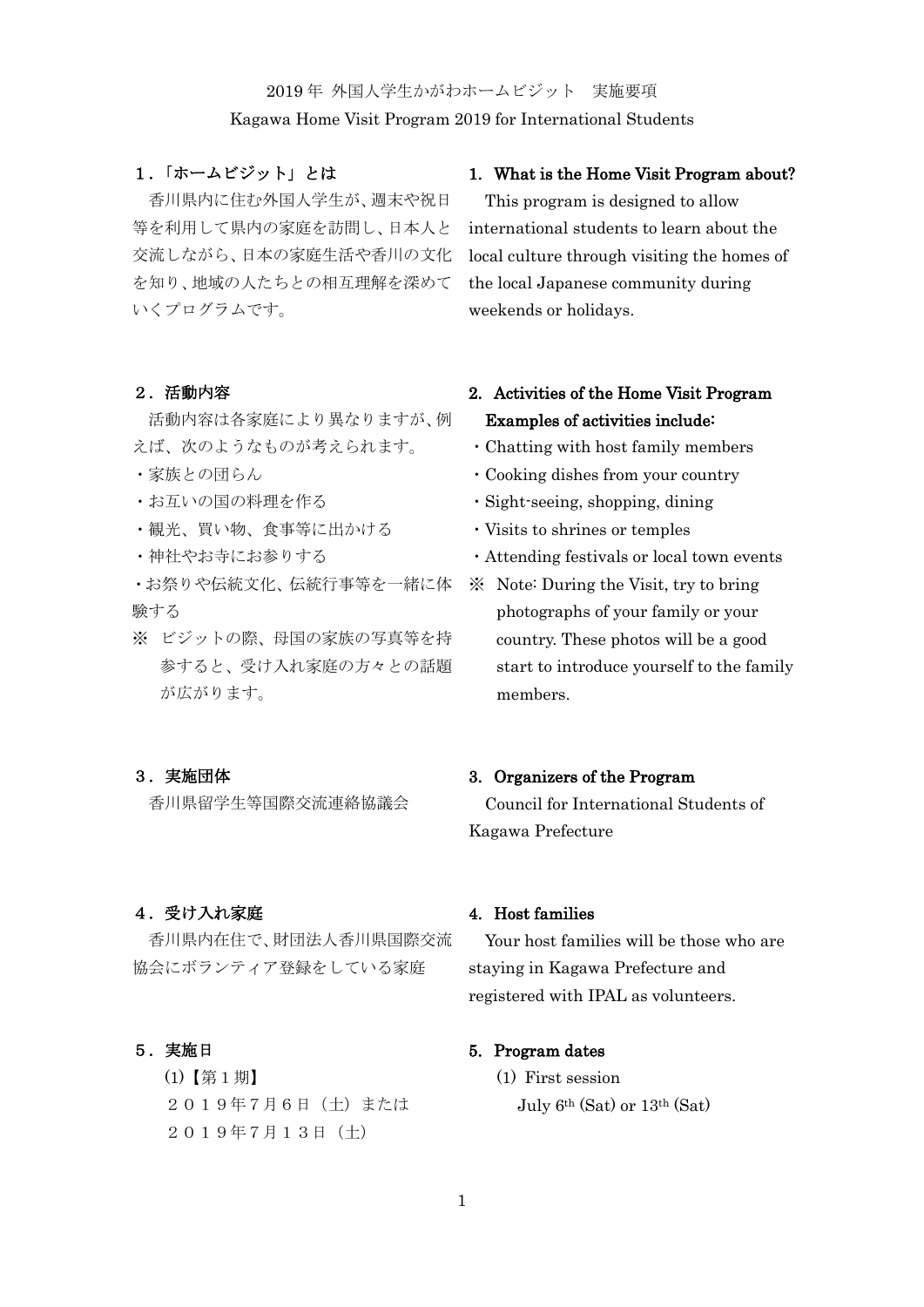# 2019 年 外国人学生かがわホームビジット　実施要項
# Kagawa Home Visit Program 2019 for International Students

## １.「ホームビジット」とは

香川県内に住む外国人学生が、週末や祝日等を利用して県内の家庭を訪問し、日本人と交流しながら、日本の家庭生活や香川の文化を知り、地域の人たちとの相互理解を深めていくプログラムです。

## 1. What is the Home Visit Program about?

This program is designed to allow international students to learn about the local culture through visiting the homes of the local Japanese community during weekends or holidays.

## ２. 活動内容

活動内容は各家庭により異なりますが、例えば、次のようなものが考えられます。

・家族との団らん
・お互いの国の料理を作る
・観光、買い物、食事等に出かける
・神社やお寺にお参りする
・お祭りや伝統文化、伝統行事等を一緒に体験する

※ ビジットの際、母国の家族の写真等を持参すると、受け入れ家庭の方々との話題が広がります。

## 2. Activities of the Home Visit Program

**Examples of activities include:**

・Chatting with host family members
・Cooking dishes from your country
・Sight-seeing, shopping, dining
・Visits to shrines or temples
・Attending festivals or local town events

※ Note: During the Visit, try to bring photographs of your family or your country. These photos will be a good start to introduce yourself to the family members.

## ３. 実施団体

香川県留学生等国際交流連絡協議会

## 3. Organizers of the Program

Council for International Students of Kagawa Prefecture

## ４. 受け入れ家庭

香川県内在住で、財団法人香川県国際交流協会にボランティア登録をしている家庭

## 4. Host families

Your host families will be those who are staying in Kagawa Prefecture and registered with IPAL as volunteers.

## ５. 実施日

(1)【第１期】
２０１９年７月６日（土）または
２０１９年７月１３日（土）

## 5. Program dates

(1) First session
July 6th (Sat) or 13th (Sat)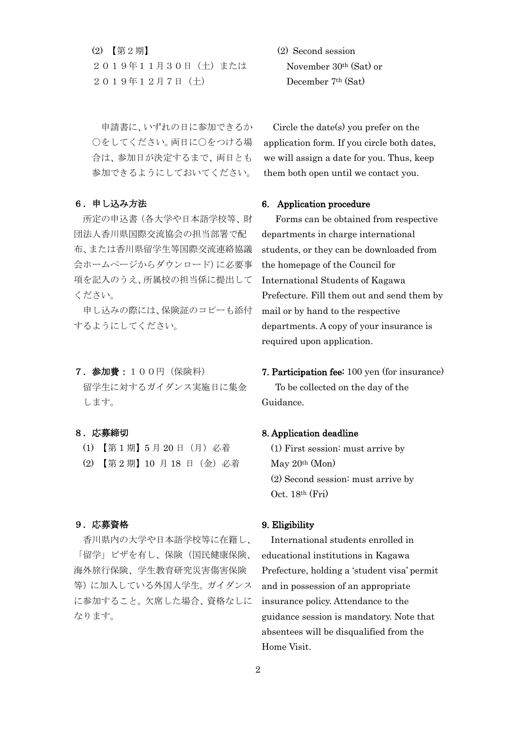⑵ 【第２期】
２０１９年１１月３０日（土）または
２０１９年１２月７日（土）

(2) Second session
November 30th (Sat) or
December 7th (Sat)

申請書に、いずれの日に参加できるか○をしてください。両日に○をつける場合は、参加日が決定するまで、両日とも参加できるようにしておいてください。

Circle the date(s) you prefer on the application form. If you circle both dates, we will assign a date for you. Thus, keep them both open until we contact you.

### ６．申し込み方法

所定の申込書（各大学や日本語学校等、財団法人香川県国際交流協会の担当部署で配布、または香川県留学生等国際交流連絡協議会ホームページからダウンロード）に必要事項を記入のうえ、所属校の担当係に提出してください。

申し込みの際には、保険証のコピーも添付するようにしてください。

### 6. Application procedure

Forms can be obtained from respective departments in charge international students, or they can be downloaded from the homepage of the Council for International Students of Kagawa Prefecture. Fill them out and send them by mail or by hand to the respective departments. A copy of your insurance is required upon application.

### ７．参加費：１００円（保険料）

留学生に対するガイダンス実施日に集金します。

### 7. Participation fee: 100 yen (for insurance)

To be collected on the day of the Guidance.

### ８．応募締切

⑴ 【第１期】5 月 20 日（月）必着
⑵ 【第２期】10 月 18 日（金）必着

### 8. Application deadline

(1) First session: must arrive by May 20th (Mon)
(2) Second session: must arrive by Oct. 18th (Fri)

### ９．応募資格

香川県内の大学や日本語学校等に在籍し、「留学」ビザを有し、保険（国民健康保険、海外旅行保険、学生教育研究災害傷害保険等）に加入している外国人学生。ガイダンスに参加すること。欠席した場合、資格なしになります。

### 9. Eligibility

International students enrolled in educational institutions in Kagawa Prefecture, holding a 'student visa' permit and in possession of an appropriate insurance policy. Attendance to the guidance session is mandatory. Note that absentees will be disqualified from the Home Visit.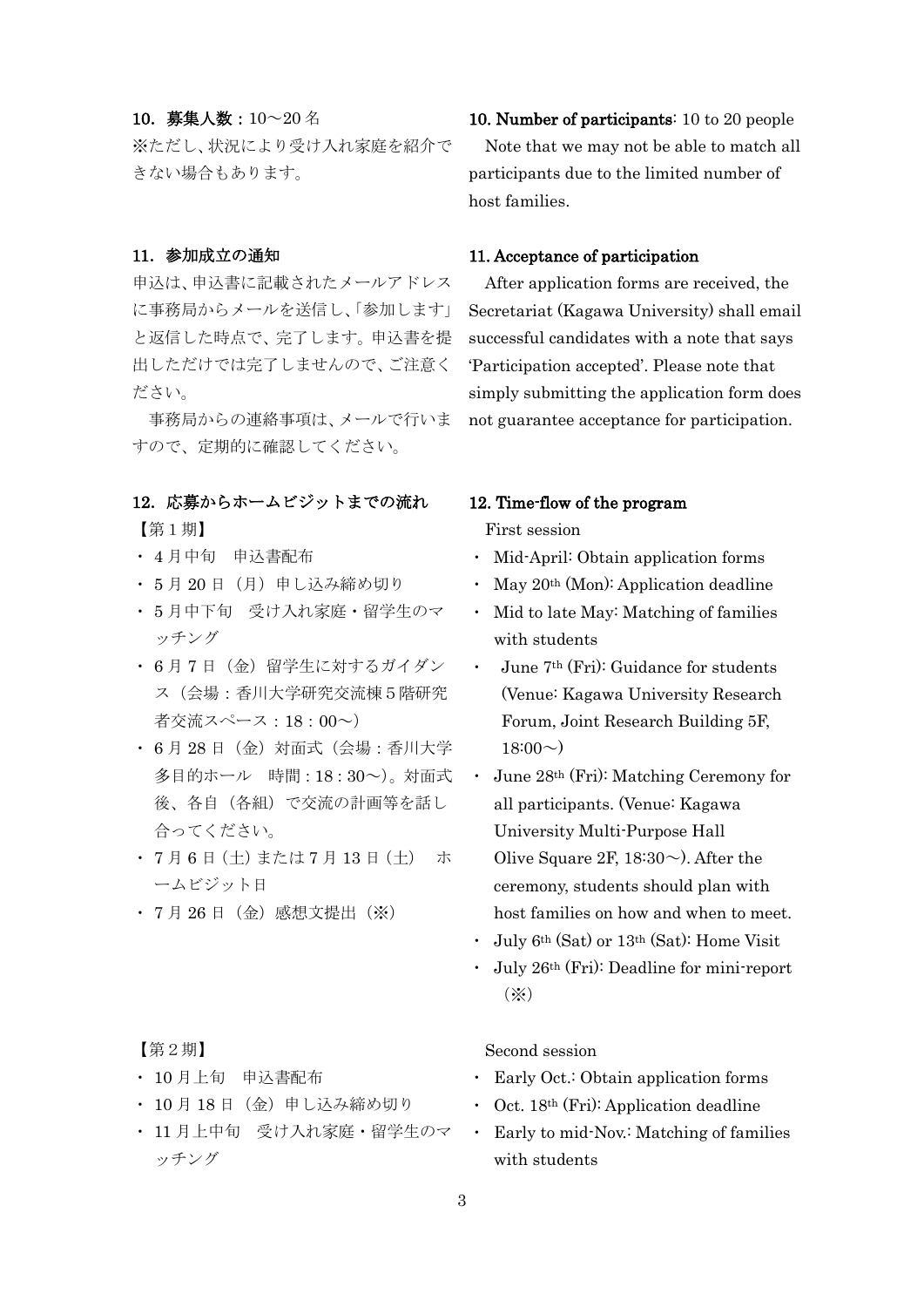### 10. 募集人数：10～20 名

※ただし、状況により受け入れ家庭を紹介できない場合もあります。

### 10. Number of participants: 10 to 20 people

Note that we may not be able to match all participants due to the limited number of host families.

### 11. 参加成立の通知

申込は、申込書に記載されたメールアドレスに事務局からメールを送信し、「参加します」と返信した時点で、完了します。申込書を提出しただけでは完了しませんので、ご注意ください。

事務局からの連絡事項は、メールで行いますので、定期的に確認してください。

### 11. Acceptance of participation

After application forms are received, the Secretariat (Kagawa University) shall email successful candidates with a note that says 'Participation accepted'. Please note that simply submitting the application form does not guarantee acceptance for participation.

### 12. 応募からホームビジットまでの流れ

【第１期】

- ４月中旬　申込書配布
- ５月 20 日（月）申し込み締め切り
- ５月中下旬　受け入れ家庭・留学生のマッチング
- ６月７日（金）留学生に対するガイダンス（会場：香川大学研究交流棟５階研究者交流スペース：18：00～）
- ６月 28 日（金）対面式（会場：香川大学多目的ホール　時間：18：30～）。対面式後、各自（各組）で交流の計画等を話し合ってください。
- ７月６日（土）または７月 13 日（土）　ホームビジット日
- ７月 26 日（金）感想文提出（※）

【第２期】

- 10 月上旬　申込書配布
- 10 月 18 日（金）申し込み締め切り
- 11 月上中旬　受け入れ家庭・留学生のマッチング

### 12. Time-flow of the program

First session

- Mid-April: Obtain application forms
- May 20th (Mon): Application deadline
- Mid to late May: Matching of families with students
- June 7th (Fri): Guidance for students (Venue: Kagawa University Research Forum, Joint Research Building 5F, 18:00～)
- June 28th (Fri): Matching Ceremony for all participants. (Venue: Kagawa University Multi-Purpose Hall Olive Square 2F, 18:30～). After the ceremony, students should plan with host families on how and when to meet.
- July 6th (Sat) or 13th (Sat): Home Visit
- July 26th (Fri): Deadline for mini-report （※）

Second session

- Early Oct.: Obtain application forms
- Oct. 18th (Fri): Application deadline
- Early to mid-Nov.: Matching of families with students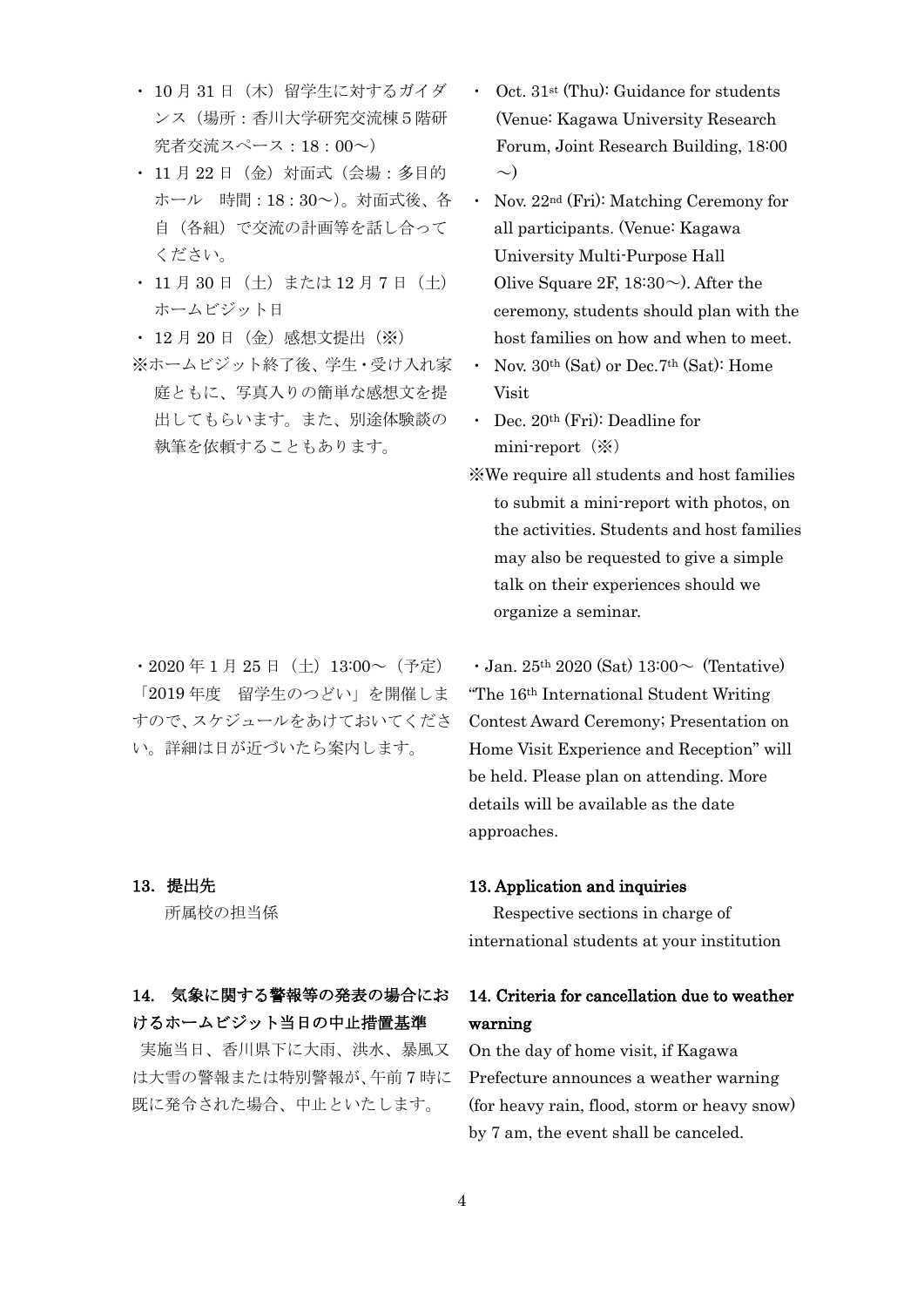- 10 月 31 日（木）留学生に対するガイダンス（場所：香川大学研究交流棟５階研究者交流スペース：18：00～）
- 11 月 22 日（金）対面式（会場：多目的ホール　時間：18：30～）。対面式後、各自（各組）で交流の計画等を話し合ってください。
- 11 月 30 日（土）または 12 月 7 日（土）ホームビジット日
- 12 月 20 日（金）感想文提出（※）

※ホームビジット終了後、学生・受け入れ家庭ともに、写真入りの簡単な感想文を提出してもらいます。また、別途体験談の執筆を依頼することもあります。

- Oct. 31st (Thu): Guidance for students (Venue: Kagawa University Research Forum, Joint Research Building, 18:00～)
- Nov. 22nd (Fri): Matching Ceremony for all participants. (Venue: Kagawa University Multi-Purpose Hall Olive Square 2F, 18:30～). After the ceremony, students should plan with the host families on how and when to meet.
- Nov. 30th (Sat) or Dec.7th (Sat): Home Visit
- Dec. 20th (Fri): Deadline for mini-report（※）

※We require all students and host families to submit a mini-report with photos, on the activities. Students and host families may also be requested to give a simple talk on their experiences should we organize a seminar.

・2020 年 1 月 25 日（土）13:00～（予定）「2019 年度　留学生のつどい」を開催しますので、スケジュールをあけておいてください。詳細は日が近づいたら案内します。

・Jan. 25th 2020 (Sat) 13:00～ (Tentative) "The 16th International Student Writing Contest Award Ceremony; Presentation on Home Visit Experience and Reception" will be held. Please plan on attending. More details will be available as the date approaches.

## 13. 提出先

所属校の担当係

## 13. Application and inquiries

Respective sections in charge of international students at your institution

## 14. 気象に関する警報等の発表の場合におけるホームビジット当日の中止措置基準

実施当日、香川県下に大雨、洪水、暴風又は大雪の警報または特別警報が、午前 7 時に既に発令された場合、中止といたします。

## 14. Criteria for cancellation due to weather warning

On the day of home visit, if Kagawa Prefecture announces a weather warning (for heavy rain, flood, storm or heavy snow) by 7 am, the event shall be canceled.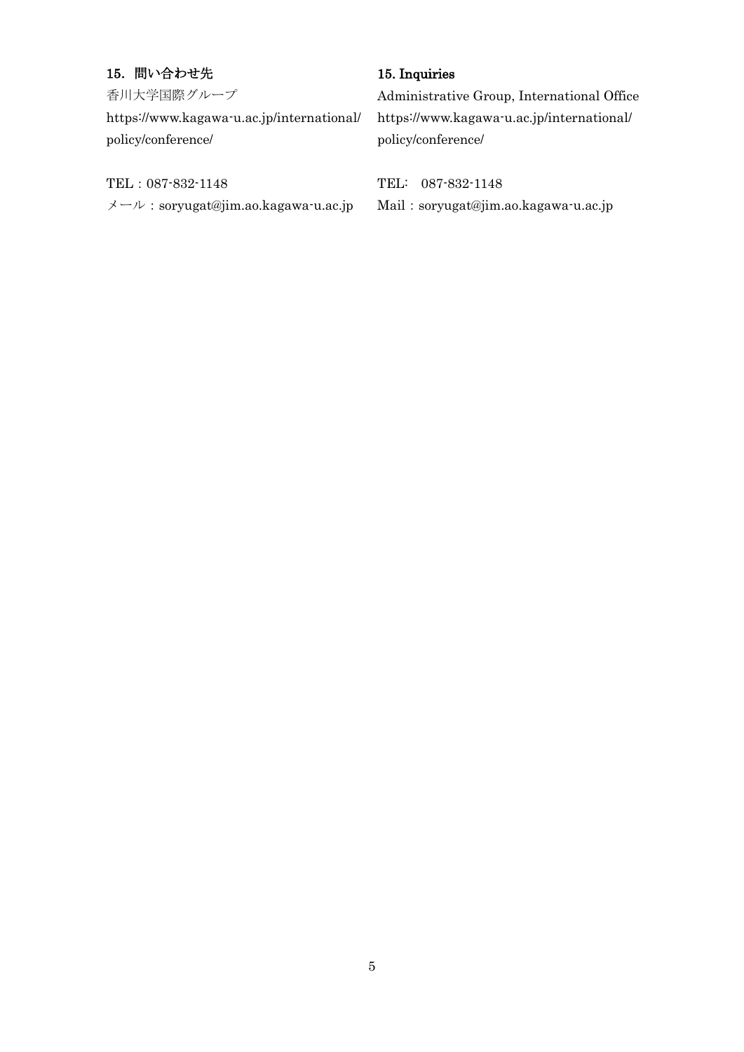## 15. 問い合わせ先

香川大学国際グループ
https://www.kagawa-u.ac.jp/international/policy/conference/

TEL：087-832-1148
メール：soryugat@jim.ao.kagawa-u.ac.jp

## 15. Inquiries

Administrative Group, International Office
https://www.kagawa-u.ac.jp/international/policy/conference/

TEL: 087-832-1148
Mail：soryugat@jim.ao.kagawa-u.ac.jp